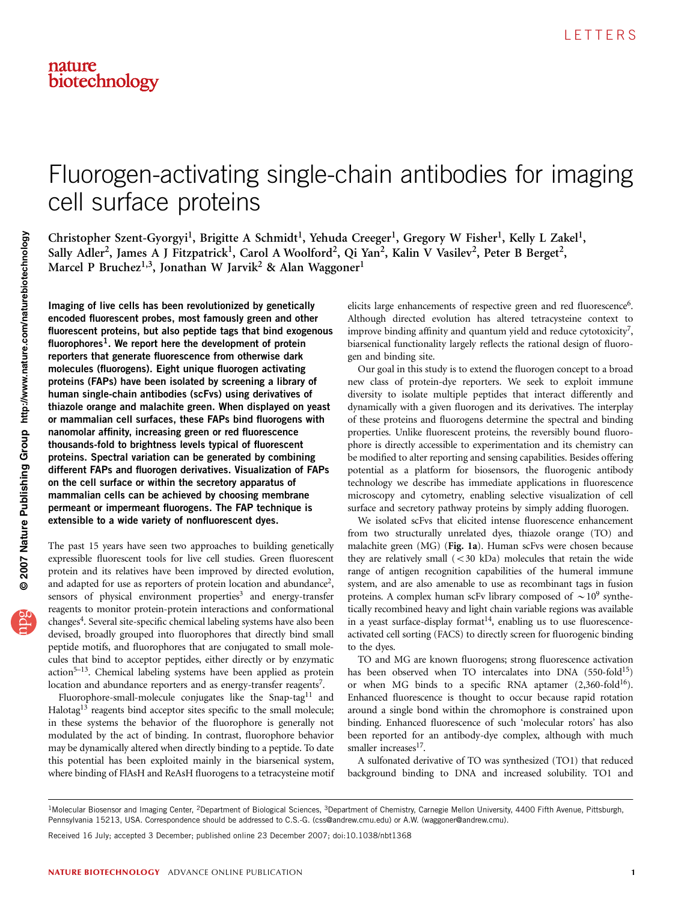# Fluorogen-activating single-chain antibodies for imaging cell surface proteins

Christopher Szent-Gyorgyi[1], Brigitte A Schmidt[1], Yehuda Creeger[1], Gregory W Fisher[1], Kelly L Zakel[1], Sally Adler[2], James A J Fitzpatrick[1], Carol A Woolford[2], Qi Yan[2], Kalin V Vasilev[2], Peter B Berget[2], Marcel P Bruchez[1,3], Jonathan W Jarvik[2] & Alan Waggoner[1]

**Imaging of live cells has been revolutionized by genetically encoded fluorescent probes, most famously green and other fluorescent proteins, but also peptide tags that bind exogenous fluorophores[1]. We report here the development of protein reporters that generate fluorescence from otherwise dark molecules (fluorogens). Eight unique fluorogen activating proteins (FAPs) have been isolated by screening a library of human single-chain antibodies (scFvs) using derivatives of thiazole orange and malachite green. When displayed on yeast or mammalian cell surfaces, these FAPs bind fluorogens with nanomolar affinity, increasing green or red fluorescence thousands-fold to brightness levels typical of fluorescent proteins. Spectral variation can be generated by combining different FAPs and fluorogen derivatives. Visualization of FAPs on the cell surface or within the secretory apparatus of mammalian cells can be achieved by choosing membrane permeant or impermeant fluorogens. The FAP technique is extensible to a wide variety of nonfluorescent dyes.**

The past 15 years have seen two approaches to building genetically expressible fluorescent tools for live cell studies. Green fluorescent protein and its relatives have been improved by directed evolution, and adapted for use as reporters of protein location and abundance[2], sensors of physical environment properties[3] and energy-transfer reagents to monitor protein-protein interactions and conformational changes[4]. Several site-specific chemical labeling systems have also been devised, broadly grouped into fluorophores that directly bind small peptide motifs, and fluorophores that are conjugated to small molecules that bind to acceptor peptides, either directly or by enzymatic action[5–13]. Chemical labeling systems have been applied as protein location and abundance reporters and as energy-transfer reagents[7].

Fluorophore-small-molecule conjugates like the Snap-tag[11] and Halotag[13] reagents bind acceptor sites specific to the small molecule; in these systems the behavior of the fluorophore is generally not modulated by the act of binding. In contrast, fluorophore behavior may be dynamically altered when directly binding to a peptide. To date this potential has been exploited mainly in the biarsenical system, where binding of FlAsH and ReAsH fluorogens to a tetracysteine motif elicits large enhancements of respective green and red fluorescence[6]. Although directed evolution has altered tetracysteine context to improve binding affinity and quantum yield and reduce cytotoxicity[7], biarsenical functionality largely reflects the rational design of fluorogen and binding site.

Our goal in this study is to extend the fluorogen concept to a broad new class of protein-dye reporters. We seek to exploit immune diversity to isolate multiple peptides that interact differently and dynamically with a given fluorogen and its derivatives. The interplay of these proteins and fluorogens determine the spectral and binding properties. Unlike fluorescent proteins, the reversibly bound fluorophore is directly accessible to experimentation and its chemistry can be modified to alter reporting and sensing capabilities. Besides offering potential as a platform for biosensors, the fluorogenic antibody technology we describe has immediate applications in fluorescence microscopy and cytometry, enabling selective visualization of cell surface and secretory pathway proteins by simply adding fluorogen.

We isolated scFvs that elicited intense fluorescence enhancement from two structurally unrelated dyes, thiazole orange (TO) and malachite green (MG) (**Fig. 1a**). Human scFvs were chosen because they are relatively small (<30 kDa) molecules that retain the wide range of antigen recognition capabilities of the humeral immune system, and are also amenable to use as recombinant tags in fusion proteins. A complex human scFv library composed of $\sim 10^9$ synthetically recombined heavy and light chain variable regions was available in a yeast surface-display format[14], enabling us to use fluorescence-activated cell sorting (FACS) to directly screen for fluorogenic binding to the dyes.

TO and MG are known fluorogens; strong fluorescence activation has been observed when TO intercalates into DNA (550-fold[15]) or when MG binds to a specific RNA aptamer (2,360-fold[16]). Enhanced fluorescence is thought to occur because rapid rotation around a single bond within the chromophore is constrained upon binding. Enhanced fluorescence of such 'molecular rotors' has also been reported for an antibody-dye complex, although with much smaller increases[17].

A sulfonated derivative of TO was synthesized (TO1) that reduced background binding to DNA and increased solubility. TO1 and

---

[1]Molecular Biosensor and Imaging Center, [2]Department of Biological Sciences, [3]Department of Chemistry, Carnegie Mellon University, 4400 Fifth Avenue, Pittsburgh, Pennsylvania 15213, USA. Correspondence should be addressed to C.S.-G. (css@andrew.cmu.edu) or A.W. (waggoner@andrew.cmu).

Received 16 July; accepted 3 December; published online 23 December 2007; doi:10.1038/nbt1368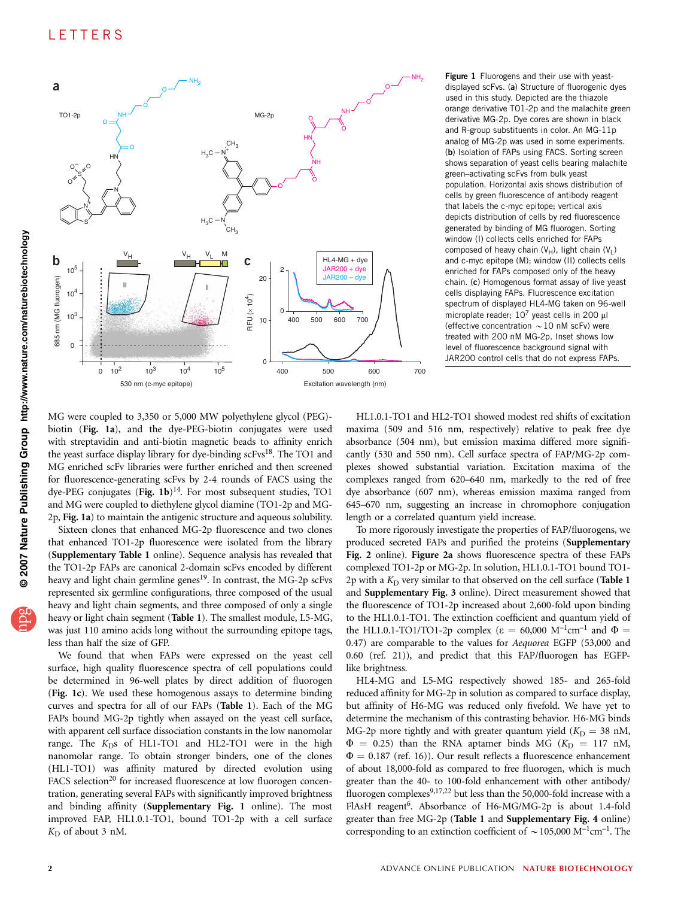Figure 1 Fluorogens and their use with yeast-displayed scFvs. (**a**) Structure of fluorogenic dyes used in this study. Depicted are the thiazole orange derivative TO1-2p and the malachite green derivative MG-2p. Dye cores are shown in black and R-group substituents in color. An MG-11p analog of MG-2p was used in some experiments. (**b**) Isolation of FAPs using FACS. Sorting screen shows separation of yeast cells bearing malachite green–activating scFvs from bulk yeast population. Horizontal axis shows distribution of cells by green fluorescence of antibody reagent that labels the c-myc epitope; vertical axis depicts distribution of cells by red fluorescence generated by binding of MG fluorogen. Sorting window (I) collects cells enriched for FAPs composed of heavy chain ($V_H$), light chain ($V_L$) and c-myc epitope (M); window (II) collects cells enriched for FAPs composed only of the heavy chain. (**c**) Homogenous format assay of live yeast cells displaying FAPs. Fluorescence excitation spectrum of displayed HL4-MG taken on 96-well microplate reader; $10^7$ yeast cells in 200 μl (effective concentration ~10 nM scFv) were treated with 200 nM MG-2p. Inset shows low level of fluorescence background signal with JAR200 control cells that do not express FAPs.

MG were coupled to 3,350 or 5,000 MW polyethylene glycol (PEG)-biotin (**Fig. 1a**), and the dye-PEG-biotin conjugates were used with streptavidin and anti-biotin magnetic beads to affinity enrich the yeast surface display library for dye-binding scFvs[18]. The TO1 and MG enriched scFv libraries were further enriched and then screened for fluorescence-generating scFvs by 2-4 rounds of FACS using the dye-PEG conjugates (**Fig. 1b**)[14]. For most subsequent studies, TO1 and MG were coupled to diethylene glycol diamine (TO1-2p and MG-2p, **Fig. 1a**) to maintain the antigenic structure and aqueous solubility.

Sixteen clones that enhanced MG-2p fluorescence and two clones that enhanced TO1-2p fluorescence were isolated from the library (**Supplementary Table 1** online). Sequence analysis has revealed that the TO1-2p FAPs are canonical 2-domain scFvs encoded by different heavy and light chain germline genes[19]. In contrast, the MG-2p scFvs represented six germline configurations, three composed of the usual heavy and light chain segments, and three composed of only a single heavy or light chain segment (**Table 1**). The smallest module, L5-MG, was just 110 amino acids long without the surrounding epitope tags, less than half the size of GFP.

We found that when FAPs were expressed on the yeast cell surface, high quality fluorescence spectra of cell populations could be determined in 96-well plates by direct addition of fluorogen (**Fig. 1c**). We used these homogenous assays to determine binding curves and spectra for all of our FAPs (**Table 1**). Each of the MG FAPs bound MG-2p tightly when assayed on the yeast cell surface, with apparent cell surface dissociation constants in the low nanomolar range. The $K_D$s of HL1-TO1 and HL2-TO1 were in the high nanomolar range. To obtain stronger binders, one of the clones (HL1-TO1) was affinity matured by directed evolution using FACS selection[20] for increased fluorescence at low fluorogen concentration, generating several FAPs with significantly improved brightness and binding affinity (**Supplementary Fig. 1** online). The most improved FAP, HL1.0.1-TO1, bound TO1-2p with a cell surface $K_D$ of about 3 nM.

HL1.0.1-TO1 and HL2-TO1 showed modest red shifts of excitation maxima (509 and 516 nm, respectively) relative to peak free dye absorbance (504 nm), but emission maxima differed more significantly (530 and 550 nm). Cell surface spectra of FAP/MG-2p complexes showed substantial variation. Excitation maxima of the complexes ranged from 620–640 nm, markedly to the red of free dye absorbance (607 nm), whereas emission maxima ranged from 645–670 nm, suggesting an increase in chromophore conjugation length or a correlated quantum yield increase.

To more rigorously investigate the properties of FAP/fluorogens, we produced secreted FAPs and purified the proteins (**Supplementary Fig. 2** online). **Figure 2a** shows fluorescence spectra of these FAPs complexed TO1-2p or MG-2p. In solution, HL1.0.1-TO1 bound TO1-2p with a $K_D$ very similar to that observed on the cell surface (**Table 1** and **Supplementary Fig. 3** online). Direct measurement showed that the fluorescence of TO1-2p increased about 2,600-fold upon binding to the HL1.0.1-TO1. The extinction coefficient and quantum yield of the HL1.0.1-TO1/TO1-2p complex ($\varepsilon$ = 60,000 $M^{-1}cm^{-1}$ and $\Phi$ = 0.47) are comparable to the values for *Aequorea* EGFP (53,000 and 0.60 (ref. 21)), and predict that this FAP/fluorogen has EGFP-like brightness.

HL4-MG and L5-MG respectively showed 185- and 265-fold reduced affinity for MG-2p in solution as compared to surface display, but affinity of H6-MG was reduced only fivefold. We have yet to determine the mechanism of this contrasting behavior. H6-MG binds MG-2p more tightly and with greater quantum yield ($K_D$ = 38 nM, $\Phi$ = 0.25) than the RNA aptamer binds MG ($K_D$ = 117 nM, $\Phi$ = 0.187 (ref. 16)). Our result reflects a fluorescence enhancement of about 18,000-fold as compared to free fluorogen, which is much greater than the 40- to 100-fold enhancement with other antibody/fluorogen complexes[9,17,22] but less than the 50,000-fold increase with a FlAsH reagent[6]. Absorbance of H6-MG/MG-2p is about 1.4-fold greater than free MG-2p (**Table 1** and **Supplementary Fig. 4** online) corresponding to an extinction coefficient of ~105,000 $M^{-1}cm^{-1}$. The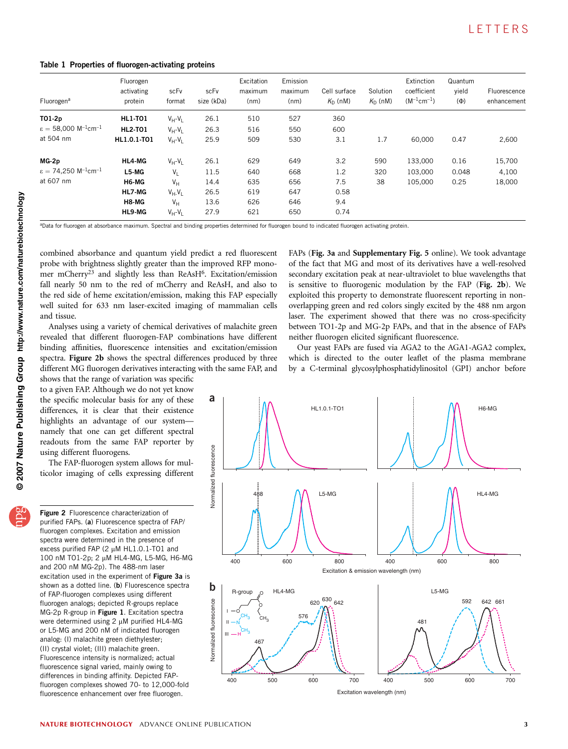**Table 1 Properties of fluorogen-activating proteins**

| Fluorogen[a] | Fluorogen activating protein | scFv format | scFv size (kDa) | Excitation maximum (nm) | Emission maximum (nm) | Cell surface $K_D$ (nM) | Solution $K_D$ (nM) | Extinction coefficient ($M^{-1}cm^{-1}$) | Quantum yield (Φ) | Fluorescence enhancement |
|---|---|---|---|---|---|---|---|---|---|---|
| **TO1-2p** | **HL1-TO1** | $V_H$-$V_L$ | 26.1 | 510 | 527 | 360 | | | | |
| $\varepsilon$ = 58,000 $M^{-1}cm^{-1}$ | **HL2-TO1** | $V_H$-$V_L$ | 26.3 | 516 | 550 | 600 | | | | |
| at 504 nm | **HL1.0.1-TO1** | $V_H$-$V_L$ | 25.9 | 509 | 530 | 3.1 | 1.7 | 60,000 | 0.47 | 2,600 |
| **MG-2p** | **HL4-MG** | $V_H$-$V_L$ | 26.1 | 629 | 649 | 3.2 | 590 | 133,000 | 0.16 | 15,700 |
| $\varepsilon$ = 74,250 $M^{-1}cm^{-1}$ | **L5-MG** | $V_L$ | 11.5 | 640 | 668 | 1.2 | 320 | 103,000 | 0.048 | 4,100 |
| at 607 nm | **H6-MG** | $V_H$ | 14.4 | 635 | 656 | 7.5 | 38 | 105,000 | 0.25 | 18,000 |
| | **HL7-MG** | $V_H$-$V_L$ | 26.5 | 619 | 647 | 0.58 | | | | |
| | **H8-MG** | $V_H$ | 13.6 | 626 | 646 | 9.4 | | | | |
| | **HL9-MG** | $V_H$-$V_L$ | 27.9 | 621 | 650 | 0.74 | | | | |

[a]Data for fluorogen at absorbance maximum. Spectral and binding properties determined for fluorogen bound to indicated fluorogen activating protein.

combined absorbance and quantum yield predict a red fluorescent probe with brightness slightly greater than the improved RFP monomer mCherry[23] and slightly less than ReAsH[6]. Excitation/emission fall nearly 50 nm to the red of mCherry and ReAsH, and also to the red side of heme excitation/emission, making this FAP especially well suited for 633 nm laser-excited imaging of mammalian cells and tissue.

Analyses using a variety of chemical derivatives of malachite green revealed that different fluorogen-FAP combinations have different binding affinities, fluorescence intensities and excitation/emission spectra. **Figure 2b** shows the spectral differences produced by three different MG fluorogen derivatives interacting with the same FAP, and shows that the range of variation was specific to a given FAP. Although we do not yet know the specific molecular basis for any of these differences, it is clear that their existence highlights an advantage of our system—namely that one can get different spectral readouts from the same FAP reporter by using different fluorogens.

The FAP-fluorogen system allows for multicolor imaging of cells expressing different FAPs (**Fig. 3a** and **Supplementary Fig. 5** online). We took advantage of the fact that MG and most of its derivatives have a well-resolved secondary excitation peak at near-ultraviolet to blue wavelengths that is sensitive to fluorogenic modulation by the FAP (**Fig. 2b**). We exploited this property to demonstrate fluorescent reporting in nonoverlapping green and red colors singly excited by the 488 nm argon laser. The experiment showed that there was no cross-specificity between TO1-2p and MG-2p FAPs, and that in the absence of FAPs neither fluorogen elicited significant fluorescence.

Our yeast FAPs are fused via AGA2 to the AGA1-AGA2 complex, which is directed to the outer leaflet of the plasma membrane by a C-terminal glycosylphosphatidylinositol (GPI) anchor before

**Figure 2** Fluorescence characterization of purified FAPs. (**a**) Fluorescence spectra of FAP/fluorogen complexes. Excitation and emission spectra were determined in the presence of excess purified FAP (2 μM HL1.0.1-TO1 and 100 nM TO1-2p; 2 μM HL4-MG, L5-MG, H6-MG and 200 nM MG-2p). The 488-nm laser excitation used in the experiment of **Figure 3a** is shown as a dotted line. (**b**) Fluorescence spectra of FAP-fluorogen complexes using different fluorogen analogs; depicted R-groups replace MG-2p R-group in **Figure 1**. Excitation spectra were determined using 2 μM purified HL4-MG or L5-MG and 200 nM of indicated fluorogen analog: (I) malachite green diethylester; (II) crystal violet; (III) malachite green. Fluorescence intensity is normalized; actual fluorescence signal varied, mainly owing to differences in binding affinity. Depicted FAP-fluorogen complexes showed 70- to 12,000-fold fluorescence enhancement over free fluorogen.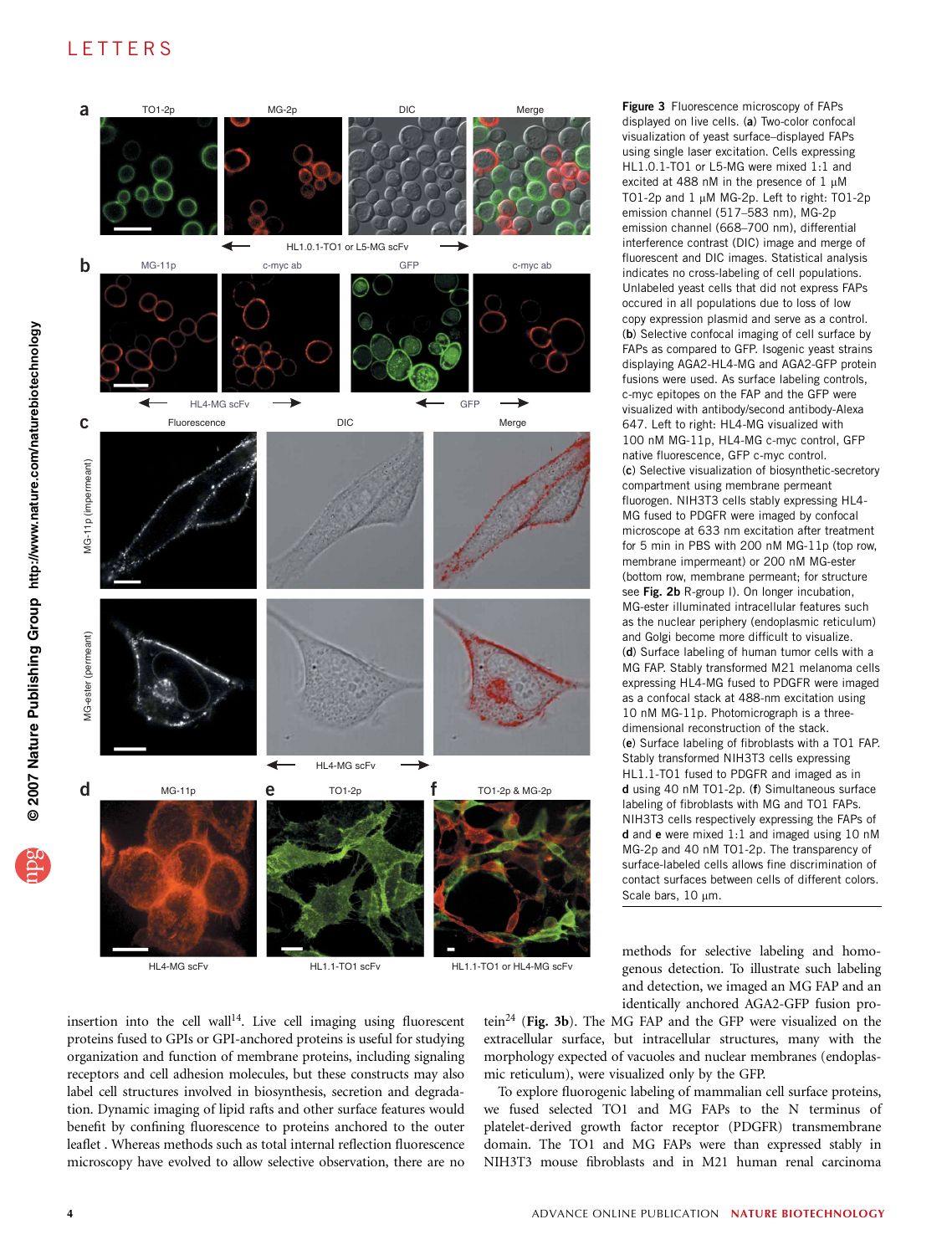**Figure 3** Fluorescence microscopy of FAPs displayed on live cells. (**a**) Two-color confocal visualization of yeast surface–displayed FAPs using single laser excitation. Cells expressing HL1.0.1-TO1 or L5-MG were mixed 1:1 and excited at 488 nM in the presence of 1 μM TO1-2p and 1 μM MG-2p. Left to right: TO1-2p emission channel (517–583 nm), MG-2p emission channel (668–700 nm), differential interference contrast (DIC) image and merge of fluorescent and DIC images. Statistical analysis indicates no cross-labeling of cell populations. Unlabeled yeast cells that did not express FAPs occured in all populations due to loss of low copy expression plasmid and serve as a control. (**b**) Selective confocal imaging of cell surface by FAPs as compared to GFP. Isogenic yeast strains displaying AGA2-HL4-MG and AGA2-GFP protein fusions were used. As surface labeling controls, c-myc epitopes on the FAP and the GFP were visualized with antibody/second antibody-Alexa 647. Left to right: HL4-MG visualized with 100 nM MG-11p, HL4-MG c-myc control, GFP native fluorescence, GFP c-myc control. (**c**) Selective visualization of biosynthetic-secretory compartment using membrane permeant fluorogen. NIH3T3 cells stably expressing HL4-MG fused to PDGFR were imaged by confocal microscope at 633 nm excitation after treatment for 5 min in PBS with 200 nM MG-11p (top row, membrane impermeant) or 200 nM MG-ester (bottom row, membrane permeant; for structure see **Fig. 2b** R-group I). On longer incubation, MG-ester illuminated intracellular features such as the nuclear periphery (endoplasmic reticulum) and Golgi become more difficult to visualize. (**d**) Surface labeling of human tumor cells with a MG FAP. Stably transformed M21 melanoma cells expressing HL4-MG fused to PDGFR were imaged as a confocal stack at 488-nm excitation using 10 nM MG-11p. Photomicrograph is a three-dimensional reconstruction of the stack. (**e**) Surface labeling of fibroblasts with a TO1 FAP. Stably transformed NIH3T3 cells expressing HL1.1-TO1 fused to PDGFR and imaged as in **d** using 40 nM TO1-2p. (**f**) Simultaneous surface labeling of fibroblasts with MG and TO1 FAPs. NIH3T3 cells respectively expressing the FAPs of **d** and **e** were mixed 1:1 and imaged using 10 nM MG-2p and 40 nM TO1-2p. The transparency of surface-labeled cells allows fine discrimination of contact surfaces between cells of different colors. Scale bars, 10 μm.

insertion into the cell wall[14]. Live cell imaging using fluorescent proteins fused to GPIs or GPI-anchored proteins is useful for studying organization and function of membrane proteins, including signaling receptors and cell adhesion molecules, but these constructs may also label cell structures involved in biosynthesis, secretion and degradation. Dynamic imaging of lipid rafts and other surface features would benefit by confining fluorescence to proteins anchored to the outer leaflet . Whereas methods such as total internal reflection fluorescence microscopy have evolved to allow selective observation, there are no methods for selective labeling and homogenous detection. To illustrate such labeling and detection, we imaged an MG FAP and an identically anchored AGA2-GFP fusion protein[24] (**Fig. 3b**). The MG FAP and the GFP were visualized on the extracellular surface, but intracellular structures, many with the morphology expected of vacuoles and nuclear membranes (endoplasmic reticulum), were visualized only by the GFP.

To explore fluorogenic labeling of mammalian cell surface proteins, we fused selected TO1 and MG FAPs to the N terminus of platelet-derived growth factor receptor (PDGFR) transmembrane domain. The TO1 and MG FAPs were than expressed stably in NIH3T3 mouse fibroblasts and in M21 human renal carcinoma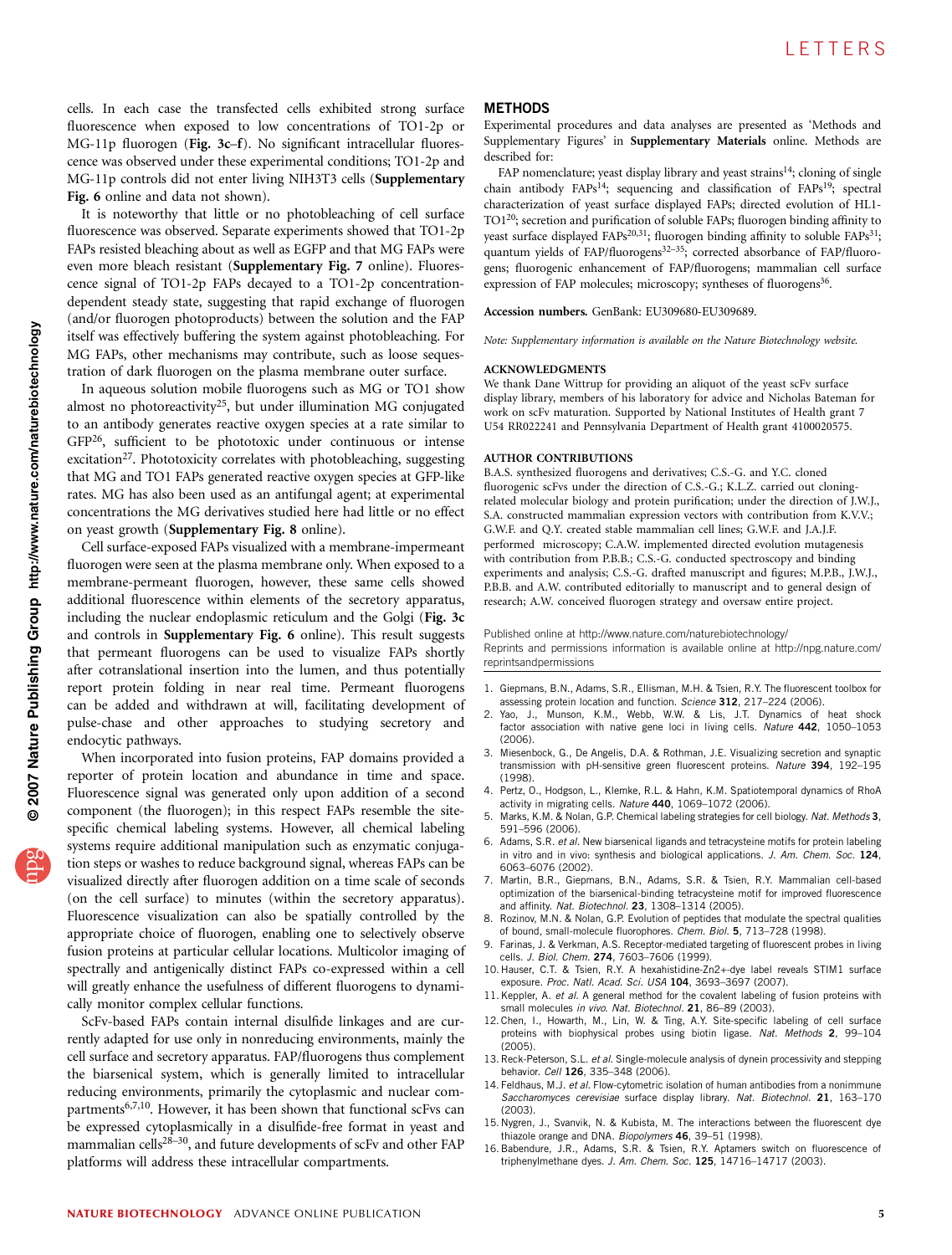cells. In each case the transfected cells exhibited strong surface fluorescence when exposed to low concentrations of TO1-2p or MG-11p fluorogen (**Fig. 3c–f**). No significant intracellular fluorescence was observed under these experimental conditions; TO1-2p and MG-11p controls did not enter living NIH3T3 cells (**Supplementary Fig. 6** online and data not shown).

It is noteworthy that little or no photobleaching of cell surface fluorescence was observed. Separate experiments showed that TO1-2p FAPs resisted bleaching about as well as EGFP and that MG FAPs were even more bleach resistant (**Supplementary Fig. 7** online). Fluorescence signal of TO1-2p FAPs decayed to a TO1-2p concentration-dependent steady state, suggesting that rapid exchange of fluorogen (and/or fluorogen photoproducts) between the solution and the FAP itself was effectively buffering the system against photobleaching. For MG FAPs, other mechanisms may contribute, such as loose sequestration of dark fluorogen on the plasma membrane outer surface.

In aqueous solution mobile fluorogens such as MG or TO1 show almost no photoreactivity[25], but under illumination MG conjugated to an antibody generates reactive oxygen species at a rate similar to GFP[26], sufficient to be phototoxic under continuous or intense excitation[27]. Phototoxicity correlates with photobleaching, suggesting that MG and TO1 FAPs generated reactive oxygen species at GFP-like rates. MG has also been used as an antifungal agent; at experimental concentrations the MG derivatives studied here had little or no effect on yeast growth (**Supplementary Fig. 8** online).

Cell surface-exposed FAPs visualized with a membrane-impermeant fluorogen were seen at the plasma membrane only. When exposed to a membrane-permeant fluorogen, however, these same cells showed additional fluorescence within elements of the secretory apparatus, including the nuclear endoplasmic reticulum and the Golgi (**Fig. 3c** and controls in **Supplementary Fig. 6** online). This result suggests that permeant fluorogens can be used to visualize FAPs shortly after cotranslational insertion into the lumen, and thus potentially report protein folding in near real time. Permeant fluorogens can be added and withdrawn at will, facilitating development of pulse-chase and other approaches to studying secretory and endocytic pathways.

When incorporated into fusion proteins, FAP domains provided a reporter of protein location and abundance in time and space. Fluorescence signal was generated only upon addition of a second component (the fluorogen); in this respect FAPs resemble the site-specific chemical labeling systems. However, all chemical labeling systems require additional manipulation such as enzymatic conjugation steps or washes to reduce background signal, whereas FAPs can be visualized directly after fluorogen addition on a time scale of seconds (on the cell surface) to minutes (within the secretory apparatus). Fluorescence visualization can also be spatially controlled by the appropriate choice of fluorogen, enabling one to selectively observe fusion proteins at particular cellular locations. Multicolor imaging of spectrally and antigenically distinct FAPs co-expressed within a cell will greatly enhance the usefulness of different fluorogens to dynamically monitor complex cellular functions.

ScFv-based FAPs contain internal disulfide linkages and are currently adapted for use only in nonreducing environments, mainly the cell surface and secretory apparatus. FAP/fluorogens thus complement the biarsenical system, which is generally limited to intracellular reducing environments, primarily the cytoplasmic and nuclear compartments[6,7,10]. However, it has been shown that functional scFvs can be expressed cytoplasmically in a disulfide-free format in yeast and mammalian cells[28–30], and future developments of scFv and other FAP platforms will address these intracellular compartments.

## METHODS

Experimental procedures and data analyses are presented as 'Methods and Supplementary Figures' in **Supplementary Materials** online. Methods are described for:

FAP nomenclature; yeast display library and yeast strains[14]; cloning of single chain antibody FAPs[14]; sequencing and classification of FAPs[19]; spectral characterization of yeast surface displayed FAPs; directed evolution of HL1-TO1[20]; secretion and purification of soluble FAPs; fluorogen binding affinity to yeast surface displayed FAPs[20,31]; fluorogen binding affinity to soluble FAPs[31]; quantum yields of FAP/fluorogens[32–35]; corrected absorbance of FAP/fluorogens; fluorogenic enhancement of FAP/fluorogens; mammalian cell surface expression of FAP molecules; microscopy; syntheses of fluorogens[36].

**Accession numbers.** GenBank: EU309680-EU309689.

*Note: Supplementary information is available on the Nature Biotechnology website.*

### ACKNOWLEDGMENTS

We thank Dane Wittrup for providing an aliquot of the yeast scFv surface display library, members of his laboratory for advice and Nicholas Bateman for work on scFv maturation. Supported by National Institutes of Health grant 7 U54 RR022241 and Pennsylvania Department of Health grant 4100020575.

### AUTHOR CONTRIBUTIONS

B.A.S. synthesized fluorogens and derivatives; C.S.-G. and Y.C. cloned fluorogenic scFvs under the direction of C.S.-G.; K.L.Z. carried out cloning-related molecular biology and protein purification; under the direction of J.W.J., S.A. constructed mammalian expression vectors with contribution from K.V.V.; G.W.F. and Q.Y. created stable mammalian cell lines; G.W.F. and J.A.J.F. performed microscopy; C.A.W. implemented directed evolution mutagenesis with contribution from P.B.B.; C.S.-G. conducted spectroscopy and binding experiments and analysis; C.S.-G. drafted manuscript and figures; M.P.B., J.W.J., P.B.B. and A.W. contributed editorially to manuscript and to general design of research; A.W. conceived fluorogen strategy and oversaw entire project.

Published online at http://www.nature.com/naturebiotechnology/
Reprints and permissions information is available online at http://npg.nature.com/reprintsandpermissions

1. Giepmans, B.N., Adams, S.R., Ellisman, M.H. & Tsien, R.Y. The fluorescent toolbox for assessing protein location and function. *Science* **312**, 217–224 (2006).
2. Yao, J., Munson, K.M., Webb, W.W. & Lis, J.T. Dynamics of heat shock factor association with native gene loci in living cells. *Nature* **442**, 1050–1053 (2006).
3. Miesenbock, G., De Angelis, D.A. & Rothman, J.E. Visualizing secretion and synaptic transmission with pH-sensitive green fluorescent proteins. *Nature* **394**, 192–195 (1998).
4. Pertz, O., Hodgson, L., Klemke, R.L. & Hahn, K.M. Spatiotemporal dynamics of RhoA activity in migrating cells. *Nature* **440**, 1069–1072 (2006).
5. Marks, K.M. & Nolan, G.P. Chemical labeling strategies for cell biology. *Nat. Methods* **3**, 591–596 (2006).
6. Adams, S.R. *et al.* New biarsenical ligands and tetracysteine motifs for protein labeling in vitro and in vivo: synthesis and biological applications. *J. Am. Chem. Soc.* **124**, 6063–6076 (2002).
7. Martin, B.R., Giepmans, B.N., Adams, S.R. & Tsien, R.Y. Mammalian cell-based optimization of the biarsenical-binding tetracysteine motif for improved fluorescence and affinity. *Nat. Biotechnol.* **23**, 1308–1314 (2005).
8. Rozinov, M.N. & Nolan, G.P. Evolution of peptides that modulate the spectral qualities of bound, small-molecule fluorophores. *Chem. Biol.* **5**, 713–728 (1998).
9. Farinas, J. & Verkman, A.S. Receptor-mediated targeting of fluorescent probes in living cells. *J. Biol. Chem.* **274**, 7603–7606 (1999).
10. Hauser, C.T. & Tsien, R.Y. A hexahistidine-Zn2+-dye label reveals STIM1 surface exposure. *Proc. Natl. Acad. Sci. USA* **104**, 3693–3697 (2007).
11. Keppler, A. *et al.* A general method for the covalent labeling of fusion proteins with small molecules *in vivo*. *Nat. Biotechnol.* **21**, 86–89 (2003).
12. Chen, I., Howarth, M., Lin, W. & Ting, A.Y. Site-specific labeling of cell surface proteins with biophysical probes using biotin ligase. *Nat. Methods* **2**, 99–104 (2005).
13. Reck-Peterson, S.L. *et al.* Single-molecule analysis of dynein processivity and stepping behavior. *Cell* **126**, 335–348 (2006).
14. Feldhaus, M.J. *et al.* Flow-cytometric isolation of human antibodies from a nonimmune *Saccharomyces cerevisiae* surface display library. *Nat. Biotechnol.* **21**, 163–170 (2003).
15. Nygren, J., Svanvik, N. & Kubista, M. The interactions between the fluorescent dye thiazole orange and DNA. *Biopolymers* **46**, 39–51 (1998).
16. Babendure, J.R., Adams, S.R. & Tsien, R.Y. Aptamers switch on fluorescence of triphenylmethane dyes. *J. Am. Chem. Soc.* **125**, 14716–14717 (2003).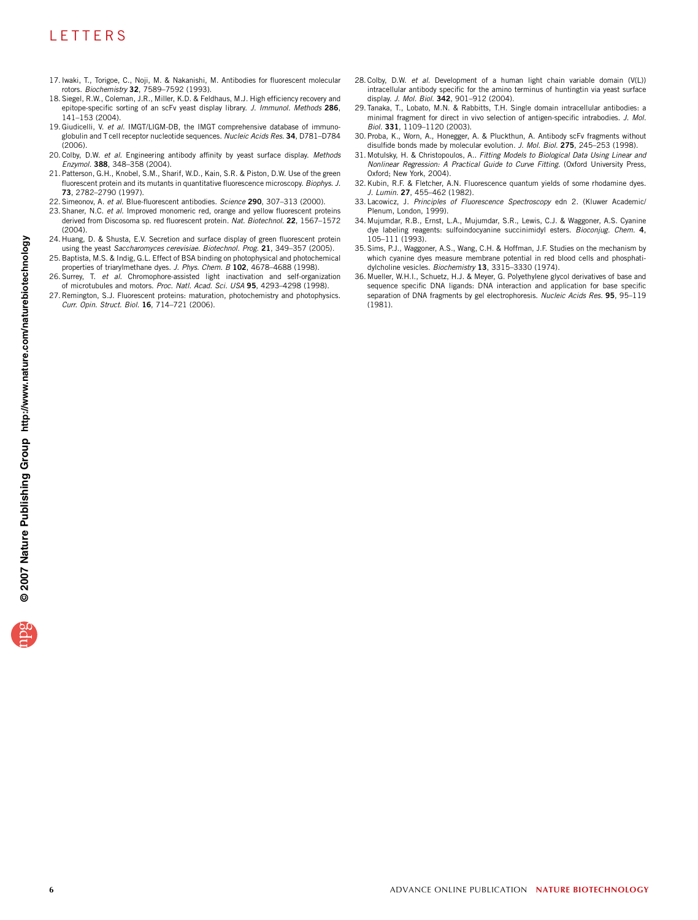17. Iwaki, T., Torigoe, C., Noji, M. & Nakanishi, M. Antibodies for fluorescent molecular rotors. *Biochemistry* **32**, 7589–7592 (1993).
18. Siegel, R.W., Coleman, J.R., Miller, K.D. & Feldhaus, M.J. High efficiency recovery and epitope-specific sorting of an scFv yeast display library. *J. Immunol. Methods* **286**, 141–153 (2004).
19. Giudicelli, V. *et al.* IMGT/LIGM-DB, the IMGT comprehensive database of immunoglobulin and T cell receptor nucleotide sequences. *Nucleic Acids Res.* **34**, D781–D784 (2006).
20. Colby, D.W. *et al.* Engineering antibody affinity by yeast surface display. *Methods Enzymol.* **388**, 348–358 (2004).
21. Patterson, G.H., Knobel, S.M., Sharif, W.D., Kain, S.R. & Piston, D.W. Use of the green fluorescent protein and its mutants in quantitative fluorescence microscopy. *Biophys. J.* **73**, 2782–2790 (1997).
22. Simeonov, A. *et al.* Blue-fluorescent antibodies. *Science* **290**, 307–313 (2000).
23. Shaner, N.C. *et al.* Improved monomeric red, orange and yellow fluorescent proteins derived from Discosoma sp. red fluorescent protein. *Nat. Biotechnol.* **22**, 1567–1572 (2004).
24. Huang, D. & Shusta, E.V. Secretion and surface display of green fluorescent protein using the yeast *Saccharomyces cerevisiae*. *Biotechnol. Prog.* **21**, 349–357 (2005).
25. Baptista, M.S. & Indig, G.L. Effect of BSA binding on photophysical and photochemical properties of triarylmethane dyes. *J. Phys. Chem. B* **102**, 4678–4688 (1998).
26. Surrey, T. *et al.* Chromophore-assisted light inactivation and self-organization of microtubules and motors. *Proc. Natl. Acad. Sci. USA* **95**, 4293–4298 (1998).
27. Remington, S.J. Fluorescent proteins: maturation, photochemistry and photophysics. *Curr. Opin. Struct. Biol.* **16**, 714–721 (2006).
28. Colby, D.W. *et al.* Development of a human light chain variable domain (V(L)) intracellular antibody specific for the amino terminus of huntingtin via yeast surface display. *J. Mol. Biol.* **342**, 901–912 (2004).
29. Tanaka, T., Lobato, M.N. & Rabbitts, T.H. Single domain intracellular antibodies: a minimal fragment for direct in vivo selection of antigen-specific intrabodies. *J. Mol. Biol.* **331**, 1109–1120 (2003).
30. Proba, K., Worn, A., Honegger, A. & Pluckthun, A. Antibody scFv fragments without disulfide bonds made by molecular evolution. *J. Mol. Biol.* **275**, 245–253 (1998).
31. Motulsky, H. & Christopoulos, A.. *Fitting Models to Biological Data Using Linear and Nonlinear Regression: A Practical Guide to Curve Fitting.* (Oxford University Press, Oxford; New York, 2004).
32. Kubin, R.F. & Fletcher, A.N. Fluorescence quantum yields of some rhodamine dyes. *J. Lumin.* **27**, 455–462 (1982).
33. Lacowicz, J. *Principles of Fluorescence Spectroscopy* edn 2. (Kluwer Academic/Plenum, London, 1999).
34. Mujumdar, R.B., Ernst, L.A., Mujumdar, S.R., Lewis, C.J. & Waggoner, A.S. Cyanine dye labeling reagents: sulfoindocyanine succinimidyl esters. *Bioconjug. Chem.* **4**, 105–111 (1993).
35. Sims, P.J., Waggoner, A.S., Wang, C.H. & Hoffman, J.F. Studies on the mechanism by which cyanine dyes measure membrane potential in red blood cells and phosphatidylcholine vesicles. *Biochemistry* **13**, 3315–3330 (1974).
36. Mueller, W.H.I., Schuetz, H.J. & Meyer, G. Polyethylene glycol derivatives of base and sequence specific DNA ligands: DNA interaction and application for base specific separation of DNA fragments by gel electrophoresis. *Nucleic Acids Res.* **95**, 95–119 (1981).